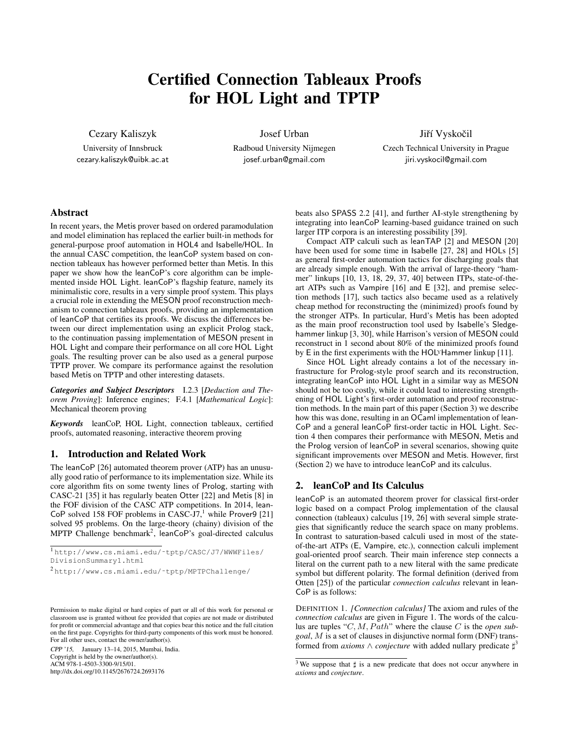# Certified Connection Tableaux Proofs for HOL Light and TPTP

Cezary Kaliszyk
University of Innsbruck
cezary.kaliszyk@uibk.ac.at

Josef Urban
Radboud University Nijmegen
josef.urban@gmail.com

Jiří Vyskočil
Czech Technical University in Prague
jiri.vyskocil@gmail.com

## Abstract

In recent years, the Metis prover based on ordered paramodulation and model elimination has replaced the earlier built-in methods for general-purpose proof automation in HOL4 and Isabelle/HOL. In the annual CASC competition, the leanCoP system based on connection tableaux has however performed better than Metis. In this paper we show how the leanCoP's core algorithm can be implemented inside HOL Light. leanCoP's flagship feature, namely its minimalistic core, results in a very simple proof system. This plays a crucial role in extending the MESON proof reconstruction mechanism to connection tableaux proofs, providing an implementation of leanCoP that certifies its proofs. We discuss the differences between our direct implementation using an explicit Prolog stack, to the continuation passing implementation of MESON present in HOL Light and compare their performance on all core HOL Light goals. The resulting prover can be also used as a general purpose TPTP prover. We compare its performance against the resolution based Metis on TPTP and other interesting datasets.

***Categories and Subject Descriptors*** I.2.3 [*Deduction and Theorem Proving*]: Inference engines; F.4.1 [*Mathematical Logic*]: Mechanical theorem proving

***Keywords*** leanCoP, HOL Light, connection tableaux, certified proofs, automated reasoning, interactive theorem proving

## 1. Introduction and Related Work

The leanCoP [26] automated theorem prover (ATP) has an unusually good ratio of performance to its implementation size. While its core algorithm fits on some twenty lines of Prolog, starting with CASC-21 [35] it has regularly beaten Otter [22] and Metis [8] in the FOF division of the CASC ATP competitions. In 2014, leanCoP solved 158 FOF problems in CASC-J7,[1] while Prover9 [21] solved 95 problems. On the large-theory (chainy) division of the MPTP Challenge benchmark[2], leanCoP's goal-directed calculus beats also SPASS 2.2 [41], and further AI-style strengthening by integrating into leanCoP learning-based guidance trained on such larger ITP corpora is an interesting possibility [39].

Compact ATP calculi such as leanTAP [2] and MESON [20] have been used for some time in Isabelle [27, 28] and HOLs [5] as general first-order automation tactics for discharging goals that are already simple enough. With the arrival of large-theory "hammer" linkups [10, 13, 18, 29, 37, 40] between ITPs, state-of-the-art ATPs such as Vampire [16] and E [32], and premise selection methods [17], such tactics also became used as a relatively cheap method for reconstructing the (minimized) proofs found by the stronger ATPs. In particular, Hurd's Metis has been adopted as the main proof reconstruction tool used by Isabelle's Sledgehammer linkup [3, 30], while Harrison's version of MESON could reconstruct in 1 second about 80% of the minimized proofs found by E in the first experiments with the HOLʏHammer linkup [11].

Since HOL Light already contains a lot of the necessary infrastructure for Prolog-style proof search and its reconstruction, integrating leanCoP into HOL Light in a similar way as MESON should not be too costly, while it could lead to interesting strengthening of HOL Light's first-order automation and proof reconstruction methods. In the main part of this paper (Section 3) we describe how this was done, resulting in an OCaml implementation of leanCoP and a general leanCoP first-order tactic in HOL Light. Section 4 then compares their performance with MESON, Metis and the Prolog version of leanCoP in several scenarios, showing quite significant improvements over MESON and Metis. However, first (Section 2) we have to introduce leanCoP and its calculus.

## 2. leanCoP and Its Calculus

leanCoP is an automated theorem prover for classical first-order logic based on a compact Prolog implementation of the clausal connection (tableaux) calculus [19, 26] with several simple strategies that significantly reduce the search space on many problems. In contrast to saturation-based calculi used in most of the state-of-the-art ATPs (E, Vampire, etc.), connection calculi implement goal-oriented proof search. Their main inference step connects a literal on the current path to a new literal with the same predicate symbol but different polarity. The formal definition (derived from Otten [25]) of the particular *connection calculus* relevant in leanCoP is as follows:

DEFINITION 1. *[Connection calculus]* The axiom and rules of the *connection calculus* are given in Figure 1. The words of the calculus are tuples "$C, M, Path$" where the clause $C$ is the *open subgoal*, $M$ is a set of clauses in disjunctive normal form (DNF) transformed from *axioms* $\wedge$ *conjecture* with added nullary predicate $\sharp$[3]

---

[1] http://www.cs.miami.edu/~tptp/CASC/J7/WWWFiles/DivisionSummary1.html

[2] http://www.cs.miami.edu/~tptp/MPTPChallenge/

[3] We suppose that $\sharp$ is a new predicate that does not occur anywhere in *axioms* and *conjecture*.

Permission to make digital or hard copies of part or all of this work for personal or classroom use is granted without fee provided that copies are not made or distributed for profit or commercial advantage and that copies bear this notice and the full citation on the first page. Copyrights for third-party components of this work must be honored. For all other uses, contact the owner/author(s).
*CPP '15*, January 13–14, 2015, Mumbai, India.
Copyright is held by the owner/author(s).
ACM 978-1-4503-3300-9/15/01.
http://dx.doi.org/10.1145/2676724.2693176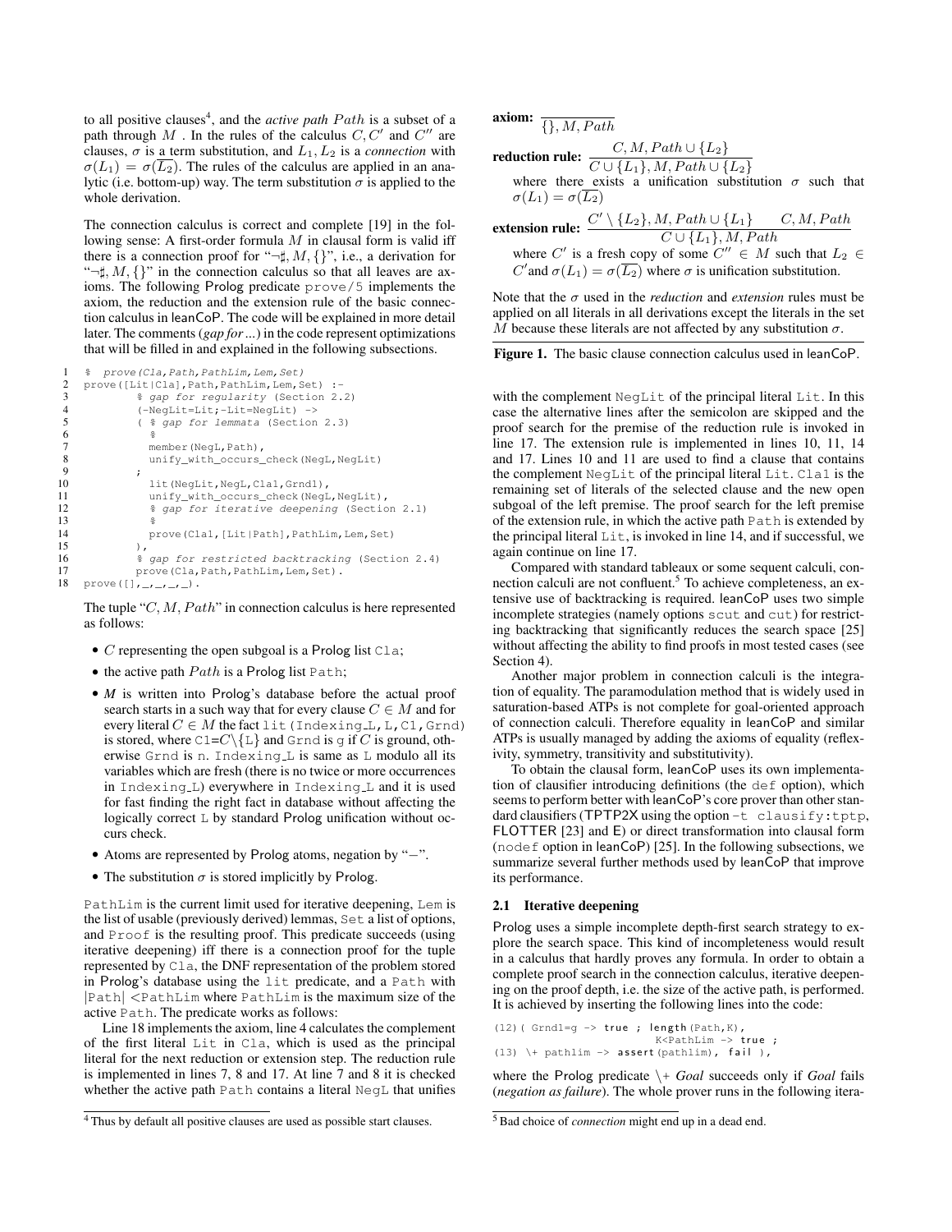to all positive clauses[4], and the *active path* $Path$ is a subset of a path through $M$. In the rules of the calculus $C, C'$ and $C''$ are clauses, $\sigma$ is a term substitution, and $L_1, L_2$ is a *connection* with $\sigma(L_1) = \sigma(\overline{L_2})$. The rules of the calculus are applied in an analytic (i.e. bottom-up) way. The term substitution $\sigma$ is applied to the whole derivation.

The connection calculus is correct and complete [19] in the following sense: A first-order formula $M$ in clausal form is valid iff there is a connection proof for "$\neg\sharp, M, \{\}$", i.e., a derivation for "$\neg\sharp, M, \{\}$" in the connection calculus so that all leaves are axioms. The following Prolog predicate `prove/5` implements the axiom, the reduction and the extension rule of the basic connection calculus in leanCoP. The code will be explained in more detail later. The comments (*gap for ...*) in the code represent optimizations that will be filled in and explained in the following subsections.

```
1   % prove(Cla,Path,PathLim,Lem,Set)
2   prove([Lit|Cla],Path,PathLim,Lem,Set) :-
3           % gap for regularity (Section 2.2)
4           (-NegLit=Lit;-Lit=NegLit) ->
5           ( % gap for lemmata (Section 2.3)
6             %
7             member(NegL,Path),
8             unify_with_occurs_check(NegL,NegLit)
9           ;
10            lit(NegLit,NegL,Cla1,Grnd1),
11            unify_with_occurs_check(NegL,NegLit),
12            % gap for iterative deepening (Section 2.1)
13            %
14            prove(Cla1,[Lit|Path],PathLim,Lem,Set)
15          ),
16          % gap for restricted backtracking (Section 2.4)
17          prove(Cla,Path,PathLim,Lem,Set).
18  prove([],_,_,_,_).
```

The tuple "$C, M, Path$" in connection calculus is here represented as follows:

- $C$ representing the open subgoal is a Prolog list `Cla`;
- the active path $Path$ is a Prolog list `Path`;
- $M$ is written into Prolog's database before the actual proof search starts in a such way that for every clause $C \in M$ and for every literal $C \in M$ the fact `lit(Indexing_L,L,Cl,Grnd)` is stored, where `Cl`=$C \backslash \{$`L`$\}$ and `Grnd` is `g` if $C$ is ground, otherwise `Grnd` is `n`. `Indexing_L` is same as `L` modulo all its variables which are fresh (there is no twice or more occurrences in `Indexing_L`) everywhere in `Indexing_L` and it is used for fast finding the right fact in database without affecting the logically correct `L` by standard Prolog unification without occurs check.
- Atoms are represented by Prolog atoms, negation by "$-$".
- The substitution $\sigma$ is stored implicitly by Prolog.

`PathLim` is the current limit used for iterative deepening, `Lem` is the list of usable (previously derived) lemmas, `Set` a list of options, and `Proof` is the resulting proof. This predicate succeeds (using iterative deepening) iff there is a connection proof for the tuple represented by `Cla`, the DNF representation of the problem stored in Prolog's database using the `lit` predicate, and a `Path` with $|$`Path`$| <$`PathLim` where `PathLim` is the maximum size of the active `Path`. The predicate works as follows:

Line 18 implements the axiom, line 4 calculates the complement of the first literal `Lit` in `Cla`, which is used as the principal literal for the next reduction or extension step. The reduction rule is implemented in lines 7, 8 and 17. At line 7 and 8 it is checked whether the active path `Path` contains a literal `NegL` that unifies with the complement `NegLit` of the principal literal `Lit`. In this case the alternative lines after the semicolon are skipped and the proof search for the premise of the reduction rule is invoked in line 17. The extension rule is implemented in lines 10, 11, 14 and 17. Lines 10 and 11 are used to find a clause that contains the complement `NegLit` of the principal literal `Lit`. `Cla1` is the remaining set of literals of the selected clause and the new open subgoal of the left premise. The proof search for the left premise of the extension rule, in which the active path `Path` is extended by the principal literal `Lit`, is invoked in line 14, and if successful, we again continue on line 17.

**axiom:** $$\frac{}{\{\}, M, Path}$$

**reduction rule:** $$\frac{C, M, Path \cup \{L_2\}}{C \cup \{L_1\}, M, Path \cup \{L_2\}}$$

where there exists a unification substitution $\sigma$ such that $\sigma(L_1) = \sigma(\overline{L_2})$

**extension rule:** $$\frac{C' \setminus \{L_2\}, M, Path \cup \{L_1\} \qquad C, M, Path}{C \cup \{L_1\}, M, Path}$$

where $C'$ is a fresh copy of some $C'' \in M$ such that $L_2 \in C'$ and $\sigma(L_1) = \sigma(\overline{L_2})$ where $\sigma$ is unification substitution.

Note that the $\sigma$ used in the *reduction* and *extension* rules must be applied on all literals in all derivations except the literals in the set $M$ because these literals are not affected by any substitution $\sigma$.

**Figure 1.** The basic clause connection calculus used in leanCoP.

Compared with standard tableaux or some sequent calculi, connection calculi are not confluent.[5] To achieve completeness, an extensive use of backtracking is required. leanCoP uses two simple incomplete strategies (namely options `scut` and `cut`) for restricting backtracking that significantly reduces the search space [25] without affecting the ability to find proofs in most tested cases (see Section 4).

Another major problem in connection calculi is the integration of equality. The paramodulation method that is widely used in saturation-based ATPs is not complete for goal-oriented approach of connection calculi. Therefore equality in leanCoP and similar ATPs is usually managed by adding the axioms of equality (reflexivity, symmetry, transitivity and substitutivity).

To obtain the clausal form, leanCoP uses its own implementation of clausifier introducing definitions (the `def` option), which seems to perform better with leanCoP's core prover than other standard clausifiers (TPTP2X using the option `-t clausify:tptp`, FLOTTER [23] and E) or direct transformation into clausal form (`nodef` option in leanCoP) [25]. In the following subsections, we summarize several further methods used by leanCoP that improve its performance.

### 2.1 Iterative deepening

Prolog uses a simple incomplete depth-first search strategy to explore the search space. This kind of incompleteness would result in a calculus that hardly proves any formula. In order to obtain a complete proof search in the connection calculus, iterative deepening on the proof depth, i.e. the size of the active path, is performed. It is achieved by inserting the following lines into the code:

```
(12)( Grnd1=g -> true ; length(Path,K),
                        K<PathLim -> true ;
(13) \+ pathlim -> assert(pathlim), fail ),
```

where the Prolog predicate `\+` *Goal* succeeds only if *Goal* fails (*negation as failure*). The whole prover runs in the following itera-

[4] Thus by default all positive clauses are used as possible start clauses.

[5] Bad choice of *connection* might end up in a dead end.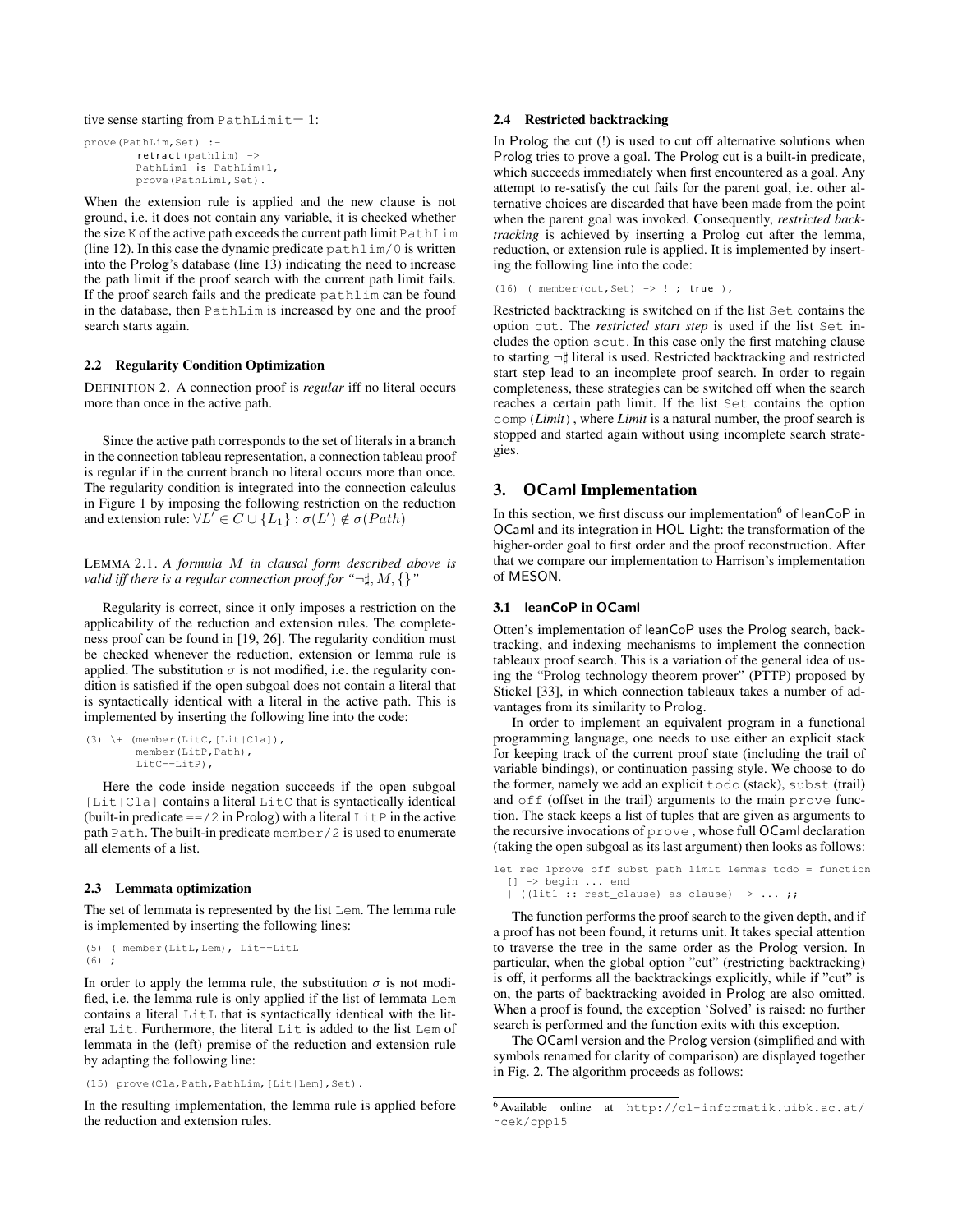tive sense starting from PathLimit= 1:

```
prove(PathLim,Set) :-
        retract(pathlim) ->
        PathLim1 is PathLim+1,
        prove(PathLim1,Set).
```

When the extension rule is applied and the new clause is not ground, i.e. it does not contain any variable, it is checked whether the size K of the active path exceeds the current path limit PathLim (line 12). In this case the dynamic predicate pathlim/0 is written into the Prolog's database (line 13) indicating the need to increase the path limit if the proof search with the current path limit fails. If the proof search fails and the predicate pathlim can be found in the database, then PathLim is increased by one and the proof search starts again.

### 2.2 Regularity Condition Optimization

DEFINITION 2. A connection proof is *regular* iff no literal occurs more than once in the active path.

Since the active path corresponds to the set of literals in a branch in the connection tableau representation, a connection tableau proof is regular if in the current branch no literal occurs more than once. The regularity condition is integrated into the connection calculus in Figure 1 by imposing the following restriction on the reduction and extension rule: $\forall L' \in C \cup \{L_1\} : \sigma(L') \notin \sigma(Path)$

LEMMA 2.1. *A formula $M$ in clausal form described above is valid iff there is a regular connection proof for "$\neg\sharp, M, \{\}$"*

Regularity is correct, since it only imposes a restriction on the applicability of the reduction and extension rules. The completeness proof can be found in [19, 26]. The regularity condition must be checked whenever the reduction, extension or lemma rule is applied. The substitution $\sigma$ is not modified, i.e. the regularity condition is satisfied if the open subgoal does not contain a literal that is syntactically identical with a literal in the active path. This is implemented by inserting the following line into the code:

```
(3) \+ (member(LitC,[Lit|Cla]),
        member(LitP,Path),
        LitC==LitP),
```

Here the code inside negation succeeds if the open subgoal [Lit|Cla] contains a literal LitC that is syntactically identical (built-in predicate ==/2 in Prolog) with a literal LitP in the active path Path. The built-in predicate member/2 is used to enumerate all elements of a list.

### 2.3 Lemmata optimization

The set of lemmata is represented by the list Lem. The lemma rule is implemented by inserting the following lines:

```
(5) ( member(LitL,Lem), Lit==LitL
(6) ;
```

In order to apply the lemma rule, the substitution $\sigma$ is not modified, i.e. the lemma rule is only applied if the list of lemmata Lem contains a literal LitL that is syntactically identical with the literal Lit. Furthermore, the literal Lit is added to the list Lem of lemmata in the (left) premise of the reduction and extension rule by adapting the following line:

```
(15) prove(Cla,Path,PathLim,[Lit|Lem],Set).
```

In the resulting implementation, the lemma rule is applied before the reduction and extension rules.

### 2.4 Restricted backtracking

In Prolog the cut (!) is used to cut off alternative solutions when Prolog tries to prove a goal. The Prolog cut is a built-in predicate, which succeeds immediately when first encountered as a goal. Any attempt to re-satisfy the cut fails for the parent goal, i.e. other alternative choices are discarded that have been made from the point when the parent goal was invoked. Consequently, *restricted backtracking* is achieved by inserting a Prolog cut after the lemma, reduction, or extension rule is applied. It is implemented by inserting the following line into the code:

```
(16) ( member(cut,Set) -> ! ; true ),
```

Restricted backtracking is switched on if the list Set contains the option cut. The *restricted start step* is used if the list Set includes the option scut. In this case only the first matching clause to starting $\neg\sharp$ literal is used. Restricted backtracking and restricted start step lead to an incomplete proof search. In order to regain completeness, these strategies can be switched off when the search reaches a certain path limit. If the list Set contains the option comp(*Limit*), where *Limit* is a natural number, the proof search is stopped and started again without using incomplete search strategies.

## 3. OCaml Implementation

In this section, we first discuss our implementation[6] of leanCoP in OCaml and its integration in HOL Light: the transformation of the higher-order goal to first order and the proof reconstruction. After that we compare our implementation to Harrison's implementation of MESON.

### 3.1 leanCoP in OCaml

Otten's implementation of leanCoP uses the Prolog search, backtracking, and indexing mechanisms to implement the connection tableaux proof search. This is a variation of the general idea of using the "Prolog technology theorem prover" (PTTP) proposed by Stickel [33], in which connection tableaux takes a number of advantages from its similarity to Prolog.

In order to implement an equivalent program in a functional programming language, one needs to use either an explicit stack for keeping track of the current proof state (including the trail of variable bindings), or continuation passing style. We choose to do the former, namely we add an explicit todo (stack), subst (trail) and off (offset in the trail) arguments to the main prove function. The stack keeps a list of tuples that are given as arguments to the recursive invocations of prove , whose full OCaml declaration (taking the open subgoal as its last argument) then looks as follows:

```
let rec lprove off subst path limit lemmas todo = function
  [] -> begin ... end
  | ((lit1 :: rest_clause) as clause) -> ... ;;
```

The function performs the proof search to the given depth, and if a proof has not been found, it returns unit. It takes special attention to traverse the tree in the same order as the Prolog version. In particular, when the global option "cut" (restricting backtracking) is off, it performs all the backtrackings explicitly, while if "cut" is on, the parts of backtracking avoided in Prolog are also omitted. When a proof is found, the exception 'Solved' is raised: no further search is performed and the function exits with this exception.

The OCaml version and the Prolog version (simplified and with symbols renamed for clarity of comparison) are displayed together in Fig. 2. The algorithm proceeds as follows:

[6] Available online at http://cl-informatik.uibk.ac.at/~cek/cpp15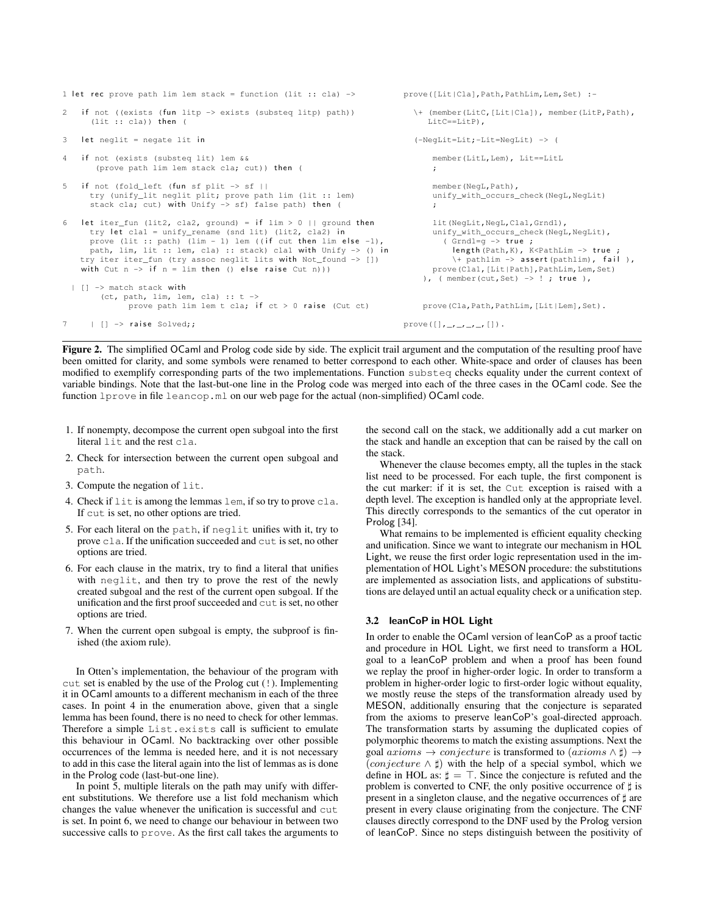```ocaml
1 let rec prove path lim lem stack = function (lit :: cla) ->

2   if not ((exists (fun litp -> exists (substeq litp) path))
       (lit :: cla)) then (

3   let neglit = negate lit in

4   if not (exists (substeq lit) lem &&
       (prove path lim lem stack cla; cut)) then (

5   if not (fold_left (fun sf plit -> sf ||
      try (unify_lit neglit plit; prove path lim (lit :: lem)
      stack cla; cut) with Unify -> sf) false path) then (

6   let iter_fun (lit2, cla2, ground) = if lim > 0 || ground then
      try let cla1 = unify_rename (snd lit) (lit2, cla2) in
      prove (lit :: path) (lim - 1) lem ((if cut then lim else -1),
      path, lim, lit :: lem, cla) :: stack) cla1 with Unify -> () in
    try iter iter_fun (try assoc neglit lits with Not_found -> [])
    with Cut n -> if n = lim then () else raise Cut n)))

  | [] -> match stack with
       (ct, path, lim, lem, cla) :: t ->
             prove path lim lem t cla; if ct > 0 raise (Cut ct)

7     | [] -> raise Solved;;
```

```prolog
prove([Lit|Cla],Path,PathLim,Lem,Set) :-

   \+ (member(LitC,[Lit|Cla]), member(LitP,Path),
      LitC==LitP),

  (-NegLit=Lit;-Lit=NegLit) -> (

      member(LitL,Lem), Lit==LitL
      ;

      member(NegL,Path),
      unify_with_occurs_check(NegL,NegLit)
      ;

      lit(NegLit,NegL,Cla1,Grnd1),
      unify_with_occurs_check(NegL,NegLit),
        ( Grnd1=g -> true ;
          length(Path,K), K<PathLim -> true ;
          \+ pathlim -> assert(pathlim), fail ),
      prove(Cla1,[Lit|Path],PathLim,Lem,Set)
    ), ( member(cut,Set) -> ! ; true ),

    prove(Cla,Path,PathLim,[Lit|Lem],Set).

prove([],_,_,_,[]).
```

**Figure 2.** The simplified OCaml and Prolog code side by side. The explicit trail argument and the computation of the resulting proof have been omitted for clarity, and some symbols were renamed to better correspond to each other. White-space and order of clauses has been modified to exemplify corresponding parts of the two implementations. Function `substeq` checks equality under the current context of variable bindings. Note that the last-but-one line in the Prolog code was merged into each of the three cases in the OCaml code. See the function `lprove` in file `leancop.ml` on our web page for the actual (non-simplified) OCaml code.

1. If nonempty, decompose the current open subgoal into the first literal `lit` and the rest `cla`.
2. Check for intersection between the current open subgoal and `path`.
3. Compute the negation of `lit`.
4. Check if `lit` is among the lemmas `lem`, if so try to prove `cla`. If `cut` is set, no other options are tried.
5. For each literal on the `path`, if `neglit` unifies with it, try to prove `cla`. If the unification succeeded and `cut` is set, no other options are tried.
6. For each clause in the matrix, try to find a literal that unifies with `neglit`, and then try to prove the rest of the newly created subgoal and the rest of the current open subgoal. If the unification and the first proof succeeded and `cut` is set, no other options are tried.
7. When the current open subgoal is empty, the subproof is finished (the axiom rule).

In Otten's implementation, the behaviour of the program with `cut` set is enabled by the use of the Prolog cut (`!`). Implementing it in OCaml amounts to a different mechanism in each of the three cases. In point 4 in the enumeration above, given that a single lemma has been found, there is no need to check for other lemmas. Therefore a simple `List.exists` call is sufficient to emulate this behaviour in OCaml. No backtracking over other possible occurrences of the lemma is needed here, and it is not necessary to add in this case the literal again into the list of lemmas as is done in the Prolog code (last-but-one line).

In point 5, multiple literals on the path may unify with different substitutions. We therefore use a list fold mechanism which changes the value whenever the unification is successful and `cut` is set. In point 6, we need to change our behaviour in between two successive calls to `prove`. As the first call takes the arguments to the second call on the stack, we additionally add a cut marker on the stack and handle an exception that can be raised by the call on the stack.

Whenever the clause becomes empty, all the tuples in the stack list need to be processed. For each tuple, the first component is the cut marker: if it is set, the `Cut` exception is raised with a depth level. The exception is handled only at the appropriate level. This directly corresponds to the semantics of the cut operator in Prolog [34].

What remains to be implemented is efficient equality checking and unification. Since we want to integrate our mechanism in HOL Light, we reuse the first order logic representation used in the implementation of HOL Light's MESON procedure: the substitutions are implemented as association lists, and applications of substitutions are delayed until an actual equality check or a unification step.

### 3.2 leanCoP in HOL Light

In order to enable the OCaml version of leanCoP as a proof tactic and procedure in HOL Light, we first need to transform a HOL goal to a leanCoP problem and when a proof has been found we replay the proof in higher-order logic. In order to transform a problem in higher-order logic to first-order logic without equality, we mostly reuse the steps of the transformation already used by MESON, additionally ensuring that the conjecture is separated from the axioms to preserve leanCoP's goal-directed approach. The transformation starts by assuming the duplicated copies of polymorphic theorems to match the existing assumptions. Next the goal $axioms \rightarrow conjecture$ is transformed to $(axioms \wedge \sharp) \rightarrow (conjecture \wedge \sharp)$ with the help of a special symbol, which we define in HOL as: $\sharp = \top$. Since the conjecture is refuted and the problem is converted to CNF, the only positive occurrence of $\sharp$ is present in a singleton clause, and the negative occurrences of $\sharp$ are present in every clause originating from the conjecture. The CNF clauses directly correspond to the DNF used by the Prolog version of leanCoP. Since no steps distinguish between the positivity of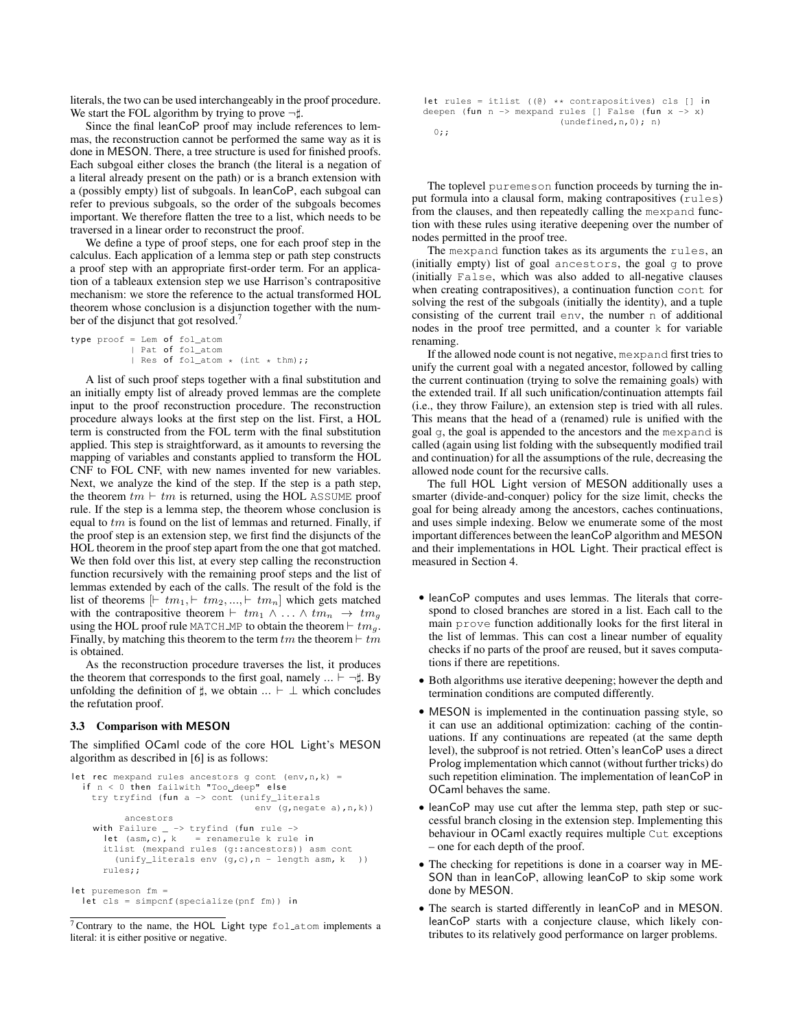literals, the two can be used interchangeably in the proof procedure. We start the FOL algorithm by trying to prove $\neg\sharp$.

Since the final leanCoP proof may include references to lemmas, the reconstruction cannot be performed the same way as it is done in MESON. There, a tree structure is used for finished proofs. Each subgoal either closes the branch (the literal is a negation of a literal already present on the path) or is a branch extension with a (possibly empty) list of subgoals. In leanCoP, each subgoal can refer to previous subgoals, so the order of the subgoals becomes important. We therefore flatten the tree to a list, which needs to be traversed in a linear order to reconstruct the proof.

We define a type of proof steps, one for each proof step in the calculus. Each application of a lemma step or path step constructs a proof step with an appropriate first-order term. For an application of a tableaux extension step we use Harrison's contrapositive mechanism: we store the reference to the actual transformed HOL theorem whose conclusion is a disjunction together with the number of the disjunct that got resolved.[7]

```
type proof = Lem of fol_atom
           | Pat of fol_atom
           | Res of fol_atom * (int * thm);;
```

A list of such proof steps together with a final substitution and an initially empty list of already proved lemmas are the complete input to the proof reconstruction procedure. The reconstruction procedure always looks at the first step on the list. First, a HOL term is constructed from the FOL term with the final substitution applied. This step is straightforward, as it amounts to reversing the mapping of variables and constants applied to transform the HOL CNF to FOL CNF, with new names invented for new variables. Next, we analyze the kind of the step. If the step is a path step, the theorem $tm \vdash tm$ is returned, using the HOL ASSUME proof rule. If the step is a lemma step, the theorem whose conclusion is equal to $tm$ is found on the list of lemmas and returned. Finally, if the proof step is an extension step, we first find the disjuncts of the HOL theorem in the proof step apart from the one that got matched. We then fold over this list, at every step calling the reconstruction function recursively with the remaining proof steps and the list of lemmas extended by each of the calls. The result of the fold is the list of theorems $[\vdash tm_1, \vdash tm_2, ..., \vdash tm_n]$ which gets matched with the contrapositive theorem $\vdash tm_1 \wedge \ldots \wedge tm_n \rightarrow tm_g$ using the HOL proof rule MATCH_MP to obtain the theorem $\vdash tm_g$. Finally, by matching this theorem to the term $tm$ the theorem $\vdash tm$ is obtained.

As the reconstruction procedure traverses the list, it produces the theorem that corresponds to the first goal, namely $... \vdash \neg\sharp$. By unfolding the definition of $\sharp$, we obtain $... \vdash \perp$ which concludes the refutation proof.

### 3.3 Comparison with MESON

The simplified OCaml code of the core HOL Light's MESON algorithm as described in [6] is as follows:

```
let rec mexpand rules ancestors g cont (env,n,k) =
  if n < 0 then failwith "Too_deep" else
    try tryfind (fun a -> cont (unify_literals
                                 env (g,negate a),n,k))
          ancestors
    with Failure _ -> tryfind (fun rule ->
      let (asm,c), k    = renamerule k rule in
      itlist (mexpand rules (g::ancestors)) asm cont
        (unify_literals env (g,c),n - length asm, k  ))
      rules;;

let puremeson fm =
  let cls = simpcnf(specialize(pnf fm)) in
  let rules = itlist ((@) ** contrapositives) cls [] in
  deepen (fun n -> mexpand rules [] False (fun x -> x)
                          (undefined,n,0); n)
    0;;
```

The toplevel puremeson function proceeds by turning the input formula into a clausal form, making contrapositives (rules) from the clauses, and then repeatedly calling the mexpand function with these rules using iterative deepening over the number of nodes permitted in the proof tree.

The mexpand function takes as its arguments the rules, an (initially empty) list of goal ancestors, the goal g to prove (initially False, which was also added to all-negative clauses when creating contrapositives), a continuation function cont for solving the rest of the subgoals (initially the identity), and a tuple consisting of the current trail env, the number n of additional nodes in the proof tree permitted, and a counter k for variable renaming.

If the allowed node count is not negative, mexpand first tries to unify the current goal with a negated ancestor, followed by calling the current continuation (trying to solve the remaining goals) with the extended trail. If all such unification/continuation attempts fail (i.e., they throw Failure), an extension step is tried with all rules. This means that the head of a (renamed) rule is unified with the goal g, the goal is appended to the ancestors and the mexpand is called (again using list folding with the subsequently modified trail and continuation) for all the assumptions of the rule, decreasing the allowed node count for the recursive calls.

The full HOL Light version of MESON additionally uses a smarter (divide-and-conquer) policy for the size limit, checks the goal for being already among the ancestors, caches continuations, and uses simple indexing. Below we enumerate some of the most important differences between the leanCoP algorithm and MESON and their implementations in HOL Light. Their practical effect is measured in Section 4.

- leanCoP computes and uses lemmas. The literals that correspond to closed branches are stored in a list. Each call to the main prove function additionally looks for the first literal in the list of lemmas. This can cost a linear number of equality checks if no parts of the proof are reused, but it saves computations if there are repetitions.
- Both algorithms use iterative deepening; however the depth and termination conditions are computed differently.
- MESON is implemented in the continuation passing style, so it can use an additional optimization: caching of the continuations. If any continuations are repeated (at the same depth level), the subproof is not retried. Otten's leanCoP uses a direct Prolog implementation which cannot (without further tricks) do such repetition elimination. The implementation of leanCoP in OCaml behaves the same.
- leanCoP may use cut after the lemma step, path step or successful branch closing in the extension step. Implementing this behaviour in OCaml exactly requires multiple Cut exceptions – one for each depth of the proof.
- The checking for repetitions is done in a coarser way in MESON than in leanCoP, allowing leanCoP to skip some work done by MESON.
- The search is started differently in leanCoP and in MESON. leanCoP starts with a conjecture clause, which likely contributes to its relatively good performance on larger problems.

[7] Contrary to the name, the HOL Light type fol_atom implements a literal: it is either positive or negative.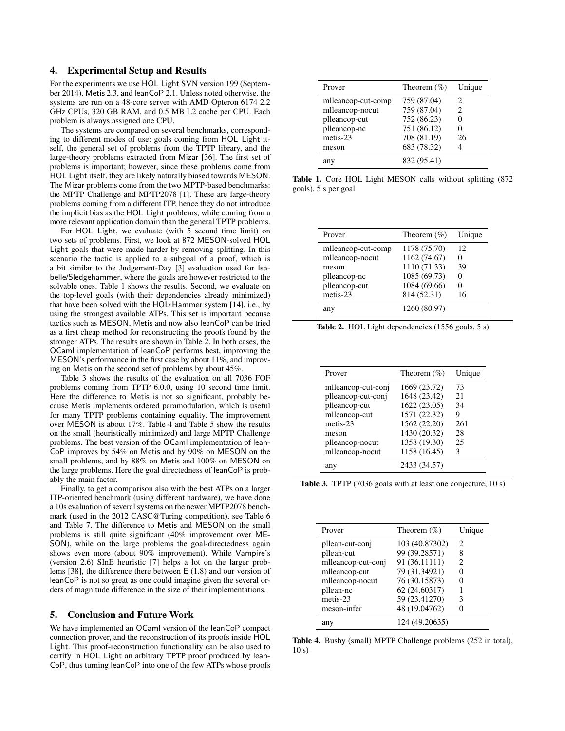## 4. Experimental Setup and Results

For the experiments we use HOL Light SVN version 199 (September 2014), Metis 2.3, and leanCoP 2.1. Unless noted otherwise, the systems are run on a 48-core server with AMD Opteron 6174 2.2 GHz CPUs, 320 GB RAM, and 0.5 MB L2 cache per CPU. Each problem is always assigned one CPU.

The systems are compared on several benchmarks, corresponding to different modes of use: goals coming from HOL Light itself, the general set of problems from the TPTP library, and the large-theory problems extracted from Mizar [36]. The first set of problems is important; however, since these problems come from HOL Light itself, they are likely naturally biased towards MESON. The Mizar problems come from the two MPTP-based benchmarks: the MPTP Challenge and MPTP2078 [1]. These are large-theory problems coming from a different ITP, hence they do not introduce the implicit bias as the HOL Light problems, while coming from a more relevant application domain than the general TPTP problems.

For HOL Light, we evaluate (with 5 second time limit) on two sets of problems. First, we look at 872 MESON-solved HOL Light goals that were made harder by removing splitting. In this scenario the tactic is applied to a subgoal of a proof, which is a bit similar to the Judgement-Day [3] evaluation used for Isabelle/Sledgehammer, where the goals are however restricted to the solvable ones. Table 1 shows the results. Second, we evaluate on the top-level goals (with their dependencies already minimized) that have been solved with the HOLyHammer system [14], i.e., by using the strongest available ATPs. This set is important because tactics such as MESON, Metis and now also leanCoP can be tried as a first cheap method for reconstructing the proofs found by the stronger ATPs. The results are shown in Table 2. In both cases, the OCaml implementation of leanCoP performs best, improving the MESON's performance in the first case by about 11%, and improving on Metis on the second set of problems by about 45%.

Table 3 shows the results of the evaluation on all 7036 FOF problems coming from TPTP 6.0.0, using 10 second time limit. Here the difference to Metis is not so significant, probably because Metis implements ordered paramodulation, which is useful for many TPTP problems containing equality. The improvement over MESON is about 17%. Table 4 and Table 5 show the results on the small (heuristically minimized) and large MPTP Challenge problems. The best version of the OCaml implementation of leanCoP improves by 54% on Metis and by 90% on MESON on the small problems, and by 88% on Metis and 100% on MESON on the large problems. Here the goal directedness of leanCoP is probably the main factor.

Finally, to get a comparison also with the best ATPs on a larger ITP-oriented benchmark (using different hardware), we have done a 10s evaluation of several systems on the newer MPTP2078 benchmark (used in the 2012 CASC@Turing competition), see Table 6 and Table 7. The difference to Metis and MESON on the small problems is still quite significant (40% improvement over MESON), while on the large problems the goal-directedness again shows even more (about 90% improvement). While Vampire's (version 2.6) SInE heuristic [7] helps a lot on the larger problems [38], the difference there between E (1.8) and our version of leanCoP is not so great as one could imagine given the several orders of magnitude difference in the size of their implementations.

| Prover | Theorem (%) | Unique |
|---|---|---|
| mlleancop-cut-comp | 759 (87.04) | 2 |
| mlleancop-nocut | 759 (87.04) | 2 |
| plleancop-cut | 752 (86.23) | 0 |
| plleancop-nc | 751 (86.12) | 0 |
| metis-23 | 708 (81.19) | 26 |
| meson | 683 (78.32) | 4 |
| any | 832 (95.41) | |

**Table 1.** Core HOL Light MESON calls without splitting (872 goals), 5 s per goal

| Prover | Theorem (%) | Unique |
|---|---|---|
| mlleancop-cut-comp | 1178 (75.70) | 12 |
| mlleancop-nocut | 1162 (74.67) | 0 |
| meson | 1110 (71.33) | 39 |
| plleancop-nc | 1085 (69.73) | 0 |
| plleancop-cut | 1084 (69.66) | 0 |
| metis-23 | 814 (52.31) | 16 |
| any | 1260 (80.97) | |

**Table 2.** HOL Light dependencies (1556 goals, 5 s)

| Prover | Theorem (%) | Unique |
|---|---|---|
| mlleancop-cut-conj | 1669 (23.72) | 73 |
| plleancop-cut-conj | 1648 (23.42) | 21 |
| plleancop-cut | 1622 (23.05) | 34 |
| mlleancop-cut | 1571 (22.32) | 9 |
| metis-23 | 1562 (22.20) | 261 |
| meson | 1430 (20.32) | 28 |
| plleancop-nocut | 1358 (19.30) | 25 |
| mlleancop-nocut | 1158 (16.45) | 3 |
| any | 2433 (34.57) | |

**Table 3.** TPTP (7036 goals with at least one conjecture, 10 s)

| Prover | Theorem (%) | Unique |
|---|---|---|
| pllean-cut-conj | 103 (40.87302) | 2 |
| pllean-cut | 99 (39.28571) | 8 |
| mlleancop-cut-conj | 91 (36.11111) | 2 |
| mlleancop-cut | 79 (31.34921) | 0 |
| mlleancop-nocut | 76 (30.15873) | 0 |
| pllean-nc | 62 (24.60317) | 1 |
| metis-23 | 59 (23.41270) | 3 |
| meson-infer | 48 (19.04762) | 0 |
| any | 124 (49.20635) | |

**Table 4.** Bushy (small) MPTP Challenge problems (252 in total), 10 s)

## 5. Conclusion and Future Work

We have implemented an OCaml version of the leanCoP compact connection prover, and the reconstruction of its proofs inside HOL Light. This proof-reconstruction functionality can be also used to certify in HOL Light an arbitrary TPTP proof produced by leanCoP, thus turning leanCoP into one of the few ATPs whose proofs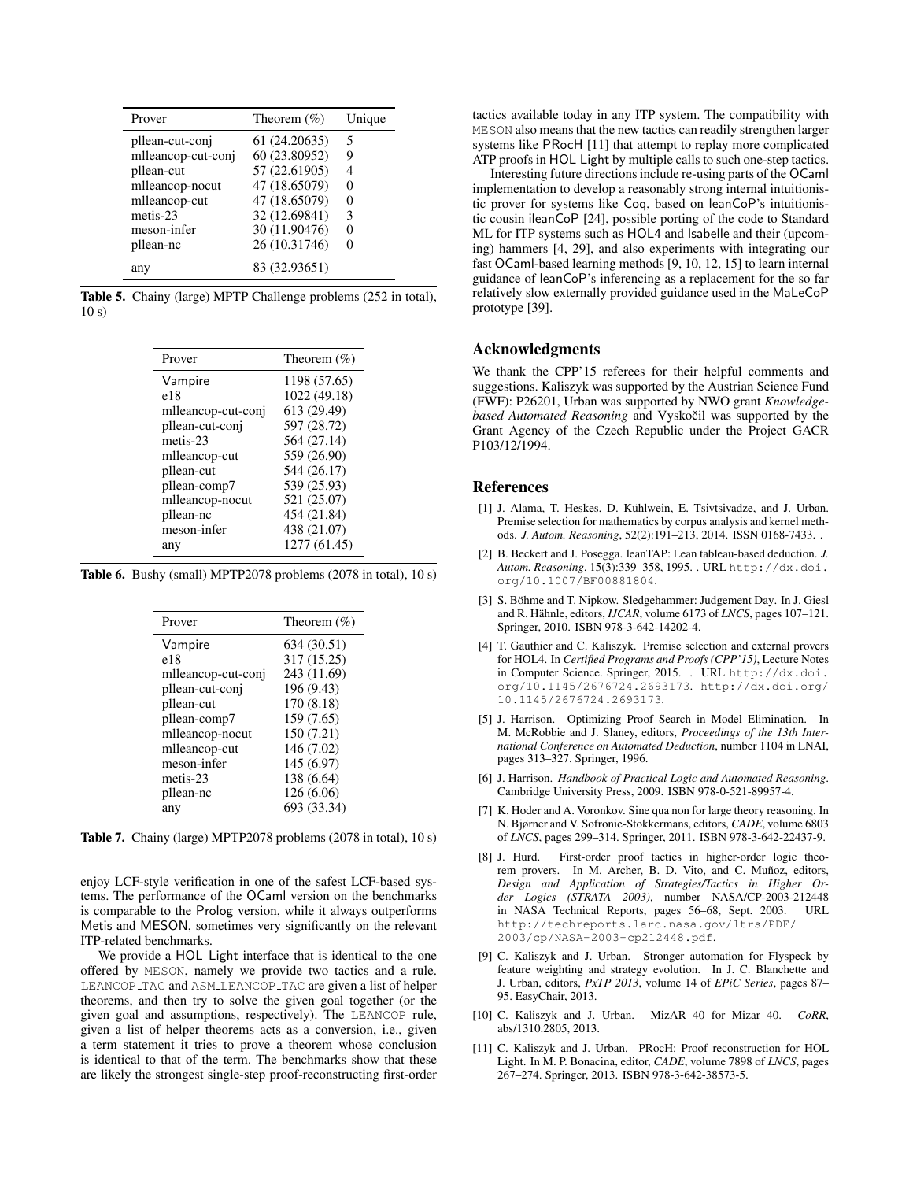| Prover | Theorem (%) | Unique |
|---|---|---|
| pllean-cut-conj | 61 (24.20635) | 5 |
| mlleancop-cut-conj | 60 (23.80952) | 9 |
| pllean-cut | 57 (22.61905) | 4 |
| mlleancop-nocut | 47 (18.65079) | 0 |
| mlleancop-cut | 47 (18.65079) | 0 |
| metis-23 | 32 (12.69841) | 3 |
| meson-infer | 30 (11.90476) | 0 |
| pllean-nc | 26 (10.31746) | 0 |
| any | 83 (32.93651) | |

**Table 5.** Chainy (large) MPTP Challenge problems (252 in total), 10 s)

| Prover | Theorem (%) |
|---|---|
| Vampire | 1198 (57.65) |
| e18 | 1022 (49.18) |
| mlleancop-cut-conj | 613 (29.49) |
| pllean-cut-conj | 597 (28.72) |
| metis-23 | 564 (27.14) |
| mlleancop-cut | 559 (26.90) |
| pllean-cut | 544 (26.17) |
| pllean-comp7 | 539 (25.93) |
| mlleancop-nocut | 521 (25.07) |
| pllean-nc | 454 (21.84) |
| meson-infer | 438 (21.07) |
| any | 1277 (61.45) |

**Table 6.** Bushy (small) MPTP2078 problems (2078 in total), 10 s)

| Prover | Theorem (%) |
|---|---|
| Vampire | 634 (30.51) |
| e18 | 317 (15.25) |
| mlleancop-cut-conj | 243 (11.69) |
| pllean-cut-conj | 196 (9.43) |
| pllean-cut | 170 (8.18) |
| pllean-comp7 | 159 (7.65) |
| mlleancop-nocut | 150 (7.21) |
| mlleancop-cut | 146 (7.02) |
| meson-infer | 145 (6.97) |
| metis-23 | 138 (6.64) |
| pllean-nc | 126 (6.06) |
| any | 693 (33.34) |

**Table 7.** Chainy (large) MPTP2078 problems (2078 in total), 10 s)

enjoy LCF-style verification in one of the safest LCF-based systems. The performance of the OCaml version on the benchmarks is comparable to the Prolog version, while it always outperforms Metis and MESON, sometimes very significantly on the relevant ITP-related benchmarks.

We provide a HOL Light interface that is identical to the one offered by MESON, namely we provide two tactics and a rule. LEANCOP_TAC and ASM_LEANCOP_TAC are given a list of helper theorems, and then try to solve the given goal together (or the given goal and assumptions, respectively). The LEANCOP rule, given a list of helper theorems acts as a conversion, i.e., given a term statement it tries to prove a theorem whose conclusion is identical to that of the term. The benchmarks show that these are likely the strongest single-step proof-reconstructing first-order tactics available today in any ITP system. The compatibility with MESON also means that the new tactics can readily strengthen larger systems like PRocH [11] that attempt to replay more complicated ATP proofs in HOL Light by multiple calls to such one-step tactics.

Interesting future directions include re-using parts of the OCaml implementation to develop a reasonably strong internal intuitionistic prover for systems like Coq, based on leanCoP's intuitionistic cousin ileanCoP [24], possible porting of the code to Standard ML for ITP systems such as HOL4 and Isabelle and their (upcoming) hammers [4, 29], and also experiments with integrating our fast OCaml-based learning methods [9, 10, 12, 15] to learn internal guidance of leanCoP's inferencing as a replacement for the so far relatively slow externally provided guidance used in the MaLeCoP prototype [39].

## Acknowledgments

We thank the CPP'15 referees for their helpful comments and suggestions. Kaliszyk was supported by the Austrian Science Fund (FWF): P26201, Urban was supported by NWO grant *Knowledge-based Automated Reasoning* and Vyskočil was supported by the Grant Agency of the Czech Republic under the Project GACR P103/12/1994.

## References

[1] J. Alama, T. Heskes, D. Kühlwein, E. Tsivtsivadze, and J. Urban. Premise selection for mathematics by corpus analysis and kernel methods. *J. Autom. Reasoning*, 52(2):191–213, 2014. ISSN 0168-7433. .

[2] B. Beckert and J. Posegga. leanTAP: Lean tableau-based deduction. *J. Autom. Reasoning*, 15(3):339–358, 1995. . URL http://dx.doi.org/10.1007/BF00881804.

[3] S. Böhme and T. Nipkow. Sledgehammer: Judgement Day. In J. Giesl and R. Hähnle, editors, *IJCAR*, volume 6173 of *LNCS*, pages 107–121. Springer, 2010. ISBN 978-3-642-14202-4.

[4] T. Gauthier and C. Kaliszyk. Premise selection and external provers for HOL4. In *Certified Programs and Proofs (CPP'15)*, Lecture Notes in Computer Science. Springer, 2015. . URL http://dx.doi.org/10.1145/2676724.2693173. http://dx.doi.org/10.1145/2676724.2693173.

[5] J. Harrison. Optimizing Proof Search in Model Elimination. In M. McRobbie and J. Slaney, editors, *Proceedings of the 13th International Conference on Automated Deduction*, number 1104 in LNAI, pages 313–327. Springer, 1996.

[6] J. Harrison. *Handbook of Practical Logic and Automated Reasoning*. Cambridge University Press, 2009. ISBN 978-0-521-89957-4.

[7] K. Hoder and A. Voronkov. Sine qua non for large theory reasoning. In N. Bjørner and V. Sofronie-Stokkermans, editors, *CADE*, volume 6803 of *LNCS*, pages 299–314. Springer, 2011. ISBN 978-3-642-22437-9.

[8] J. Hurd. First-order proof tactics in higher-order logic theorem provers. In M. Archer, B. D. Vito, and C. Muñoz, editors, *Design and Application of Strategies/Tactics in Higher Order Logics (STRATA 2003)*, number NASA/CP-2003-212448 in NASA Technical Reports, pages 56–68, Sept. 2003. URL http://techreports.larc.nasa.gov/ltrs/PDF/2003/cp/NASA-2003-cp212448.pdf.

[9] C. Kaliszyk and J. Urban. Stronger automation for Flyspeck by feature weighting and strategy evolution. In J. C. Blanchette and J. Urban, editors, *PxTP 2013*, volume 14 of *EPiC Series*, pages 87–95. EasyChair, 2013.

[10] C. Kaliszyk and J. Urban. MizAR 40 for Mizar 40. *CoRR*, abs/1310.2805, 2013.

[11] C. Kaliszyk and J. Urban. PRocH: Proof reconstruction for HOL Light. In M. P. Bonacina, editor, *CADE*, volume 7898 of *LNCS*, pages 267–274. Springer, 2013. ISBN 978-3-642-38573-5.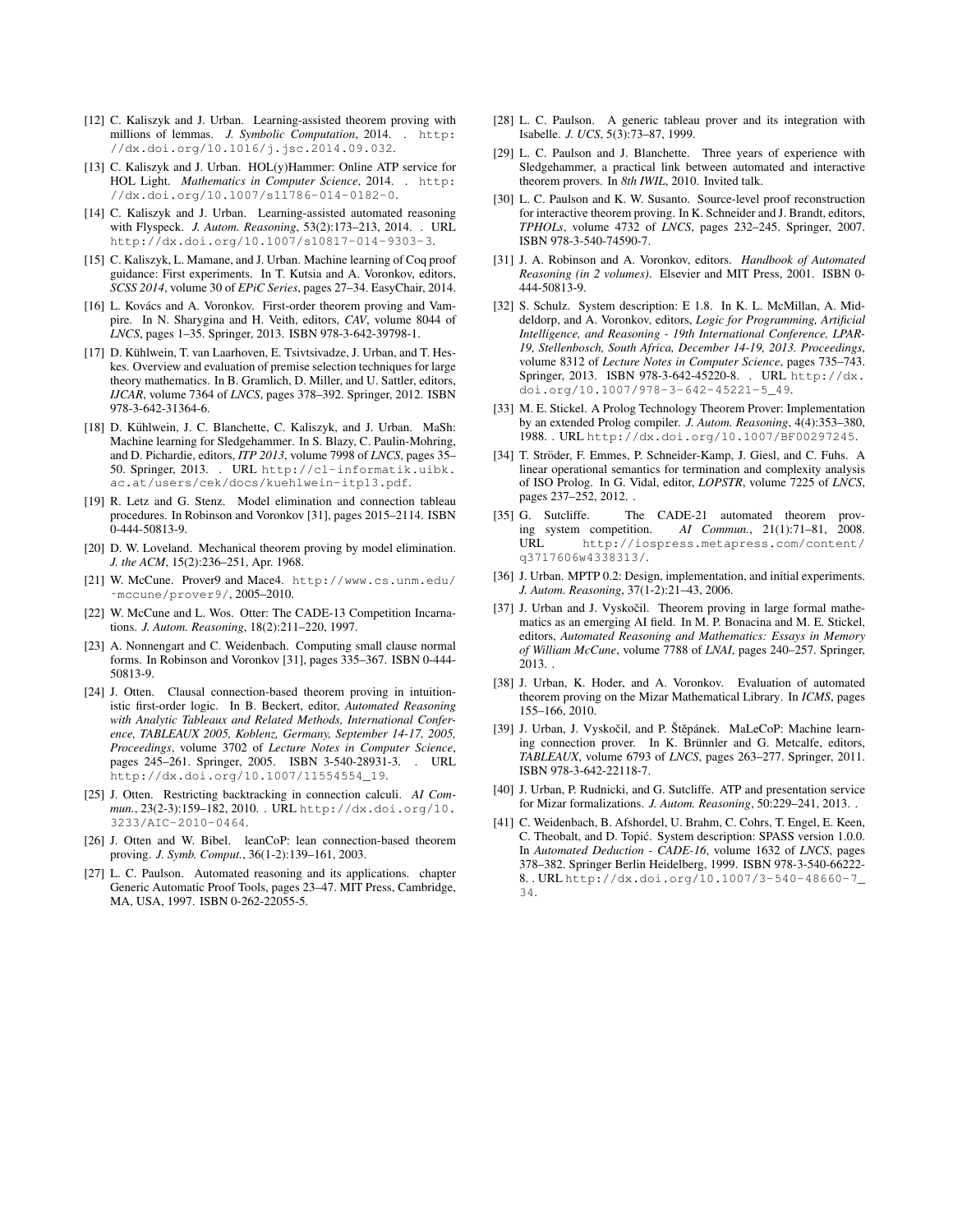[12] C. Kaliszyk and J. Urban. Learning-assisted theorem proving with millions of lemmas. *J. Symbolic Computation*, 2014. . http://dx.doi.org/10.1016/j.jsc.2014.09.032.

[13] C. Kaliszyk and J. Urban. HOL(y)Hammer: Online ATP service for HOL Light. *Mathematics in Computer Science*, 2014. . http://dx.doi.org/10.1007/s11786-014-0182-0.

[14] C. Kaliszyk and J. Urban. Learning-assisted automated reasoning with Flyspeck. *J. Autom. Reasoning*, 53(2):173–213, 2014. . URL http://dx.doi.org/10.1007/s10817-014-9303-3.

[15] C. Kaliszyk, L. Mamane, and J. Urban. Machine learning of Coq proof guidance: First experiments. In T. Kutsia and A. Voronkov, editors, *SCSS 2014*, volume 30 of *EPiC Series*, pages 27–34. EasyChair, 2014.

[16] L. Kovács and A. Voronkov. First-order theorem proving and Vampire. In N. Sharygina and H. Veith, editors, *CAV*, volume 8044 of *LNCS*, pages 1–35. Springer, 2013. ISBN 978-3-642-39798-1.

[17] D. Kühlwein, T. van Laarhoven, E. Tsivtsivadze, J. Urban, and T. Heskes. Overview and evaluation of premise selection techniques for large theory mathematics. In B. Gramlich, D. Miller, and U. Sattler, editors, *IJCAR*, volume 7364 of *LNCS*, pages 378–392. Springer, 2012. ISBN 978-3-642-31364-6.

[18] D. Kühlwein, J. C. Blanchette, C. Kaliszyk, and J. Urban. MaSh: Machine learning for Sledgehammer. In S. Blazy, C. Paulin-Mohring, and D. Pichardie, editors, *ITP 2013*, volume 7998 of *LNCS*, pages 35–50. Springer, 2013. . URL http://cl-informatik.uibk.ac.at/users/cek/docs/kuehlwein-itp13.pdf.

[19] R. Letz and G. Stenz. Model elimination and connection tableau procedures. In Robinson and Voronkov [31], pages 2015–2114. ISBN 0-444-50813-9.

[20] D. W. Loveland. Mechanical theorem proving by model elimination. *J. the ACM*, 15(2):236–251, Apr. 1968.

[21] W. McCune. Prover9 and Mace4. http://www.cs.unm.edu/~mccune/prover9/, 2005–2010.

[22] W. McCune and L. Wos. Otter: The CADE-13 Competition Incarnations. *J. Autom. Reasoning*, 18(2):211–220, 1997.

[23] A. Nonnengart and C. Weidenbach. Computing small clause normal forms. In Robinson and Voronkov [31], pages 335–367. ISBN 0-444-50813-9.

[24] J. Otten. Clausal connection-based theorem proving in intuitionistic first-order logic. In B. Beckert, editor, *Automated Reasoning with Analytic Tableaux and Related Methods, International Conference, TABLEAUX 2005, Koblenz, Germany, September 14-17, 2005, Proceedings*, volume 3702 of *Lecture Notes in Computer Science*, pages 245–261. Springer, 2005. ISBN 3-540-28931-3. . URL http://dx.doi.org/10.1007/11554554_19.

[25] J. Otten. Restricting backtracking in connection calculi. *AI Commun.*, 23(2-3):159–182, 2010. . URL http://dx.doi.org/10.3233/AIC-2010-0464.

[26] J. Otten and W. Bibel. leanCoP: lean connection-based theorem proving. *J. Symb. Comput.*, 36(1-2):139–161, 2003.

[27] L. C. Paulson. Automated reasoning and its applications. chapter Generic Automatic Proof Tools, pages 23–47. MIT Press, Cambridge, MA, USA, 1997. ISBN 0-262-22055-5.

[28] L. C. Paulson. A generic tableau prover and its integration with Isabelle. *J. UCS*, 5(3):73–87, 1999.

[29] L. C. Paulson and J. Blanchette. Three years of experience with Sledgehammer, a practical link between automated and interactive theorem provers. In *8th IWIL*, 2010. Invited talk.

[30] L. C. Paulson and K. W. Susanto. Source-level proof reconstruction for interactive theorem proving. In K. Schneider and J. Brandt, editors, *TPHOLs*, volume 4732 of *LNCS*, pages 232–245. Springer, 2007. ISBN 978-3-540-74590-7.

[31] J. A. Robinson and A. Voronkov, editors. *Handbook of Automated Reasoning (in 2 volumes)*. Elsevier and MIT Press, 2001. ISBN 0-444-50813-9.

[32] S. Schulz. System description: E 1.8. In K. L. McMillan, A. Middeldorp, and A. Voronkov, editors, *Logic for Programming, Artificial Intelligence, and Reasoning - 19th International Conference, LPAR-19, Stellenbosch, South Africa, December 14-19, 2013. Proceedings*, volume 8312 of *Lecture Notes in Computer Science*, pages 735–743. Springer, 2013. ISBN 978-3-642-45220-8. . URL http://dx.doi.org/10.1007/978-3-642-45221-5_49.

[33] M. E. Stickel. A Prolog Technology Theorem Prover: Implementation by an extended Prolog compiler. *J. Autom. Reasoning*, 4(4):353–380, 1988. . URL http://dx.doi.org/10.1007/BF00297245.

[34] T. Ströder, F. Emmes, P. Schneider-Kamp, J. Giesl, and C. Fuhs. A linear operational semantics for termination and complexity analysis of ISO Prolog. In G. Vidal, editor, *LOPSTR*, volume 7225 of *LNCS*, pages 237–252, 2012. .

[35] G. Sutcliffe. The CADE-21 automated theorem proving system competition. *AI Commun.*, 21(1):71–81, 2008. URL http://iospress.metapress.com/content/q3717606w4338313/.

[36] J. Urban. MPTP 0.2: Design, implementation, and initial experiments. *J. Autom. Reasoning*, 37(1-2):21–43, 2006.

[37] J. Urban and J. Vyskočil. Theorem proving in large formal mathematics as an emerging AI field. In M. P. Bonacina and M. E. Stickel, editors, *Automated Reasoning and Mathematics: Essays in Memory of William McCune*, volume 7788 of *LNAI*, pages 240–257. Springer, 2013. .

[38] J. Urban, K. Hoder, and A. Voronkov. Evaluation of automated theorem proving on the Mizar Mathematical Library. In *ICMS*, pages 155–166, 2010.

[39] J. Urban, J. Vyskočil, and P. Štěpánek. MaLeCoP: Machine learning connection prover. In K. Brünnler and G. Metcalfe, editors, *TABLEAUX*, volume 6793 of *LNCS*, pages 263–277. Springer, 2011. ISBN 978-3-642-22118-7.

[40] J. Urban, P. Rudnicki, and G. Sutcliffe. ATP and presentation service for Mizar formalizations. *J. Autom. Reasoning*, 50:229–241, 2013. .

[41] C. Weidenbach, B. Afshordel, U. Brahm, C. Cohrs, T. Engel, E. Keen, C. Theobalt, and D. Topić. System description: SPASS version 1.0.0. In *Automated Deduction - CADE-16*, volume 1632 of *LNCS*, pages 378–382. Springer Berlin Heidelberg, 1999. ISBN 978-3-540-66222-8. . URL http://dx.doi.org/10.1007/3-540-48660-7_34.